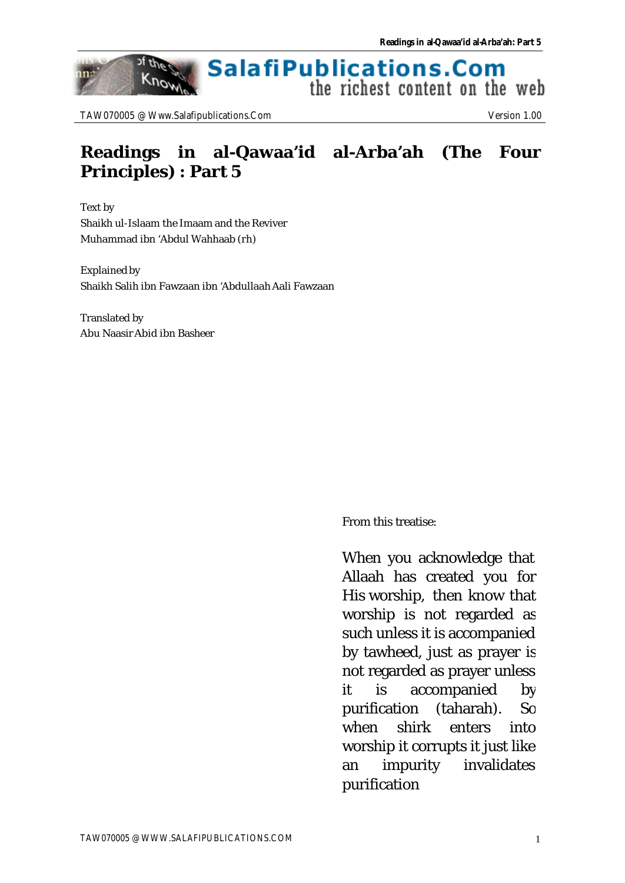# Readings in al-Qawaa'id al-Arba'ah (The Four Principles) : Part 5

Text by
Shaikh ul-Islaam the Imaam and the Reviver
Muhammad ibn 'Abdul Wahhaab (rh)

Explained by
Shaikh Salih ibn Fawzaan ibn 'Abdullaah Aali Fawzaan

Translated by
Abu Naasir Abid ibn Basheer

From this treatise:

When you acknowledge that Allaah has created you for His worship, then know that worship is not regarded as such unless it is accompanied by tawheed, just as prayer is not regarded as prayer unless it is accompanied by purification (taharah). So when shirk enters into worship it corrupts it just like an impurity invalidates purification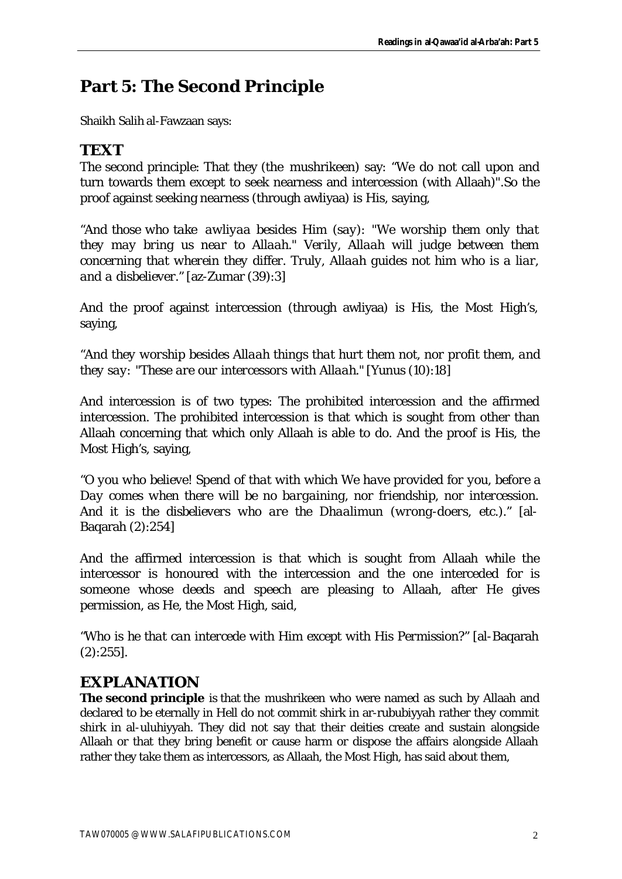## Part 5: The Second Principle

Shaikh Salih al-Fawzaan says:

### TEXT

The second principle: That they (the mushrikeen) say: "We do not call upon and turn towards them except to seek nearness and intercession (with Allaah)".So the proof against seeking nearness (through awliyaa) is His, saying,

*"And those who take awliyaa besides Him (say): "We worship them only that they may bring us near to Allaah." Verily, Allaah will judge between them concerning that wherein they differ. Truly, Allaah guides not him who is a liar, and a disbeliever."* [az-Zumar (39):3]

And the proof against intercession (through awliyaa) is His, the Most High's, saying,

*"And they worship besides Allaah things that hurt them not, nor profit them, and they say: "These are our intercessors with Allaah."* [Yunus (10):18]

And intercession is of two types: The prohibited intercession and the affirmed intercession. The prohibited intercession is that which is sought from other than Allaah concerning that which only Allaah is able to do. And the proof is His, the Most High's, saying,

*"O you who believe! Spend of that with which We have provided for you, before a Day comes when there will be no bargaining, nor friendship, nor intercession. And it is the disbelievers who are the Dhaalimun (wrong-doers, etc.)."* [al-Baqarah (2):254]

And the affirmed intercession is that which is sought from Allaah while the intercessor is honoured with the intercession and the one interceded for is someone whose deeds and speech are pleasing to Allaah, after He gives permission, as He, the Most High, said,

*"Who is he that can intercede with Him except with His Permission?"* [al-Baqarah (2):255].

### EXPLANATION

**The second principle** is that the mushrikeen who were named as such by Allaah and declared to be eternally in Hell do not commit shirk in ar-rububiyyah rather they commit shirk in al-uluhiyyah. They did not say that their deities create and sustain alongside Allaah or that they bring benefit or cause harm or dispose the affairs alongside Allaah rather they take them as intercessors, as Allaah, the Most High, has said about them,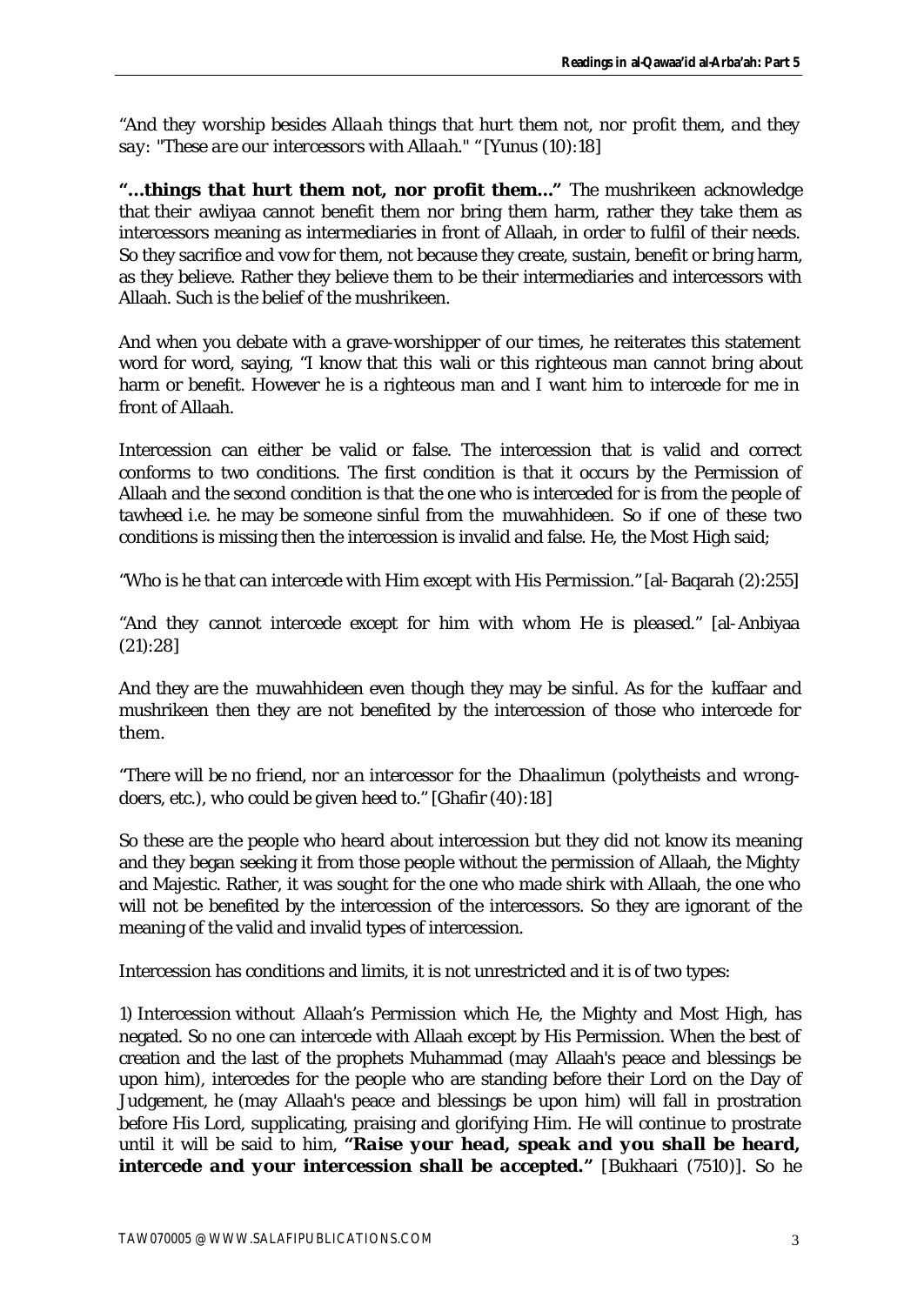*"And they worship besides Allaah things that hurt them not, nor profit them, and they say: "These are our intercessors with Allaah."* "[Yunus (10):18]

***"...things that hurt them not, nor profit them..."*** The mushrikeen acknowledge that their awliyaa cannot benefit them nor bring them harm, rather they take them as intercessors meaning as intermediaries in front of Allaah, in order to fulfil of their needs. So they sacrifice and vow for them, not because they create, sustain, benefit or bring harm, as they believe. Rather they believe them to be their intermediaries and intercessors with Allaah. Such is the belief of the mushrikeen.

And when you debate with a grave-worshipper of our times, he reiterates this statement word for word, saying, "I know that this wali or this righteous man cannot bring about harm or benefit. However he is a righteous man and I want him to intercede for me in front of Allaah.

Intercession can either be valid or false. The intercession that is valid and correct conforms to two conditions. The first condition is that it occurs by the Permission of Allaah and the second condition is that the one who is interceded for is from the people of tawheed i.e. he may be someone sinful from the muwahhideen. So if one of these two conditions is missing then the intercession is invalid and false. He, the Most High said;

*"Who is he that can intercede with Him except with His Permission."* [al-Baqarah (2):255]

*"And they cannot intercede except for him with whom He is pleased."* [al-Anbiyaa (21):28]

And they are the muwahhideen even though they may be sinful. As for the kuffaar and mushrikeen then they are not benefited by the intercession of those who intercede for them.

*"There will be no friend, nor an intercessor for the Dhaalimun (polytheists and wrong-doers, etc.), who could be given heed to."* [Ghafir (40):18]

So these are the people who heard about intercession but they did not know its meaning and they began seeking it from those people without the permission of Allaah, the Mighty and Majestic. Rather, it was sought for the one who made shirk with Allaah, the one who will not be benefited by the intercession of the intercessors. So they are ignorant of the meaning of the valid and invalid types of intercession.

Intercession has conditions and limits, it is not unrestricted and it is of two types:

1) Intercession without Allaah's Permission which He, the Mighty and Most High, has negated. So no one can intercede with Allaah except by His Permission. When the best of creation and the last of the prophets Muhammad (may Allaah's peace and blessings be upon him), intercedes for the people who are standing before their Lord on the Day of Judgement, he (may Allaah's peace and blessings be upon him) will fall in prostration before His Lord, supplicating, praising and glorifying Him. He will continue to prostrate until it will be said to him, ***"Raise your head, speak and you shall be heard, intercede and your intercession shall be accepted."*** [Bukhaari (7510)]. So he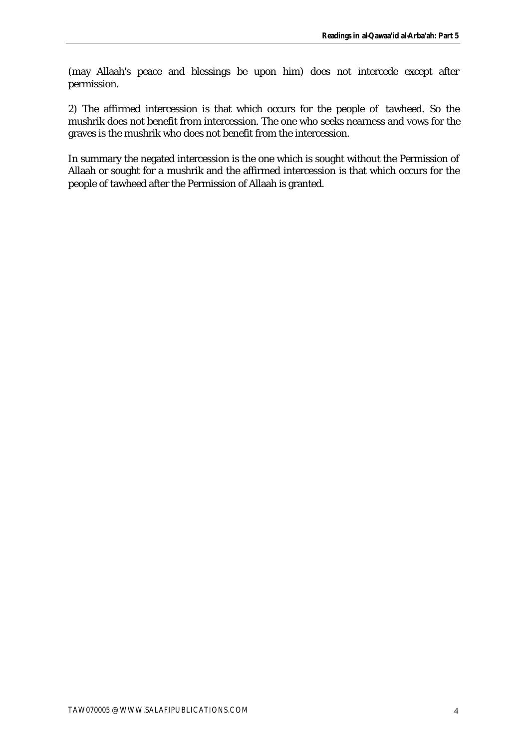(may Allaah's peace and blessings be upon him) does not intercede except after permission.

2) The affirmed intercession is that which occurs for the people of tawheed. So the mushrik does not benefit from intercession. The one who seeks nearness and vows for the graves is the mushrik who does not benefit from the intercession.

In summary the negated intercession is the one which is sought without the Permission of Allaah or sought for a mushrik and the affirmed intercession is that which occurs for the people of tawheed after the Permission of Allaah is granted.